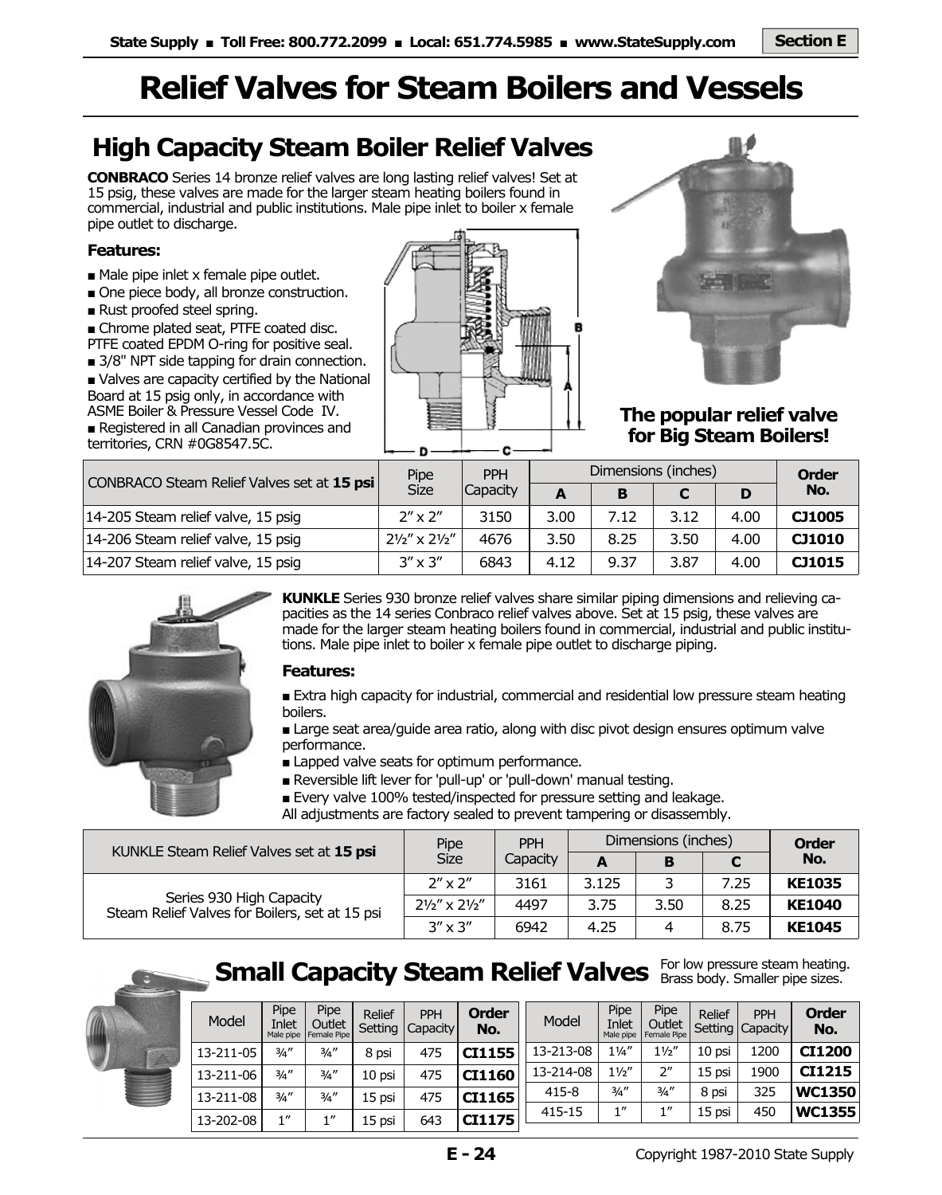# Relief Valves for Steam Boilers and Vessels

## High Capacity Steam Boiler Relief Valves

**CONBRACO** Series 14 bronze relief valves are long lasting relief valves! Set at 15 psig, these valves are made for the larger steam heating boilers found in commercial, industrial and public institutions. Male pipe inlet to boiler x female pipe outlet to discharge.

### Features:

- Male pipe inlet x female pipe outlet.
- One piece body, all bronze construction.
- Rust proofed steel spring.
- Chrome plated seat, PTFE coated disc. PTFE coated EPDM O-ring for positive seal.
- 3/8" NPT side tapping for drain connection.
- Valves are capacity certified by the National Board at 15 psig only, in accordance with ASME Boiler & Pressure Vessel Code IV.
- Registered in all Canadian provinces and territories, CRN #0G8547.5C.

**The popular relief valve for Big Steam Boilers!**

| CONBRACO Steam Relief Valves set at **15 psi** | Pipe Size | PPH Capacity | Dimensions (inches) | | | | Order No. |
|---|---|---|---|---|---|---|---|
| | | | A | B | C | D | |
| 14-205 Steam relief valve, 15 psig | 2″ x 2″ | 3150 | 3.00 | 7.12 | 3.12 | 4.00 | **CJ1005** |
| 14-206 Steam relief valve, 15 psig | 2½″ x 2½″ | 4676 | 3.50 | 8.25 | 3.50 | 4.00 | **CJ1010** |
| 14-207 Steam relief valve, 15 psig | 3″ x 3″ | 6843 | 4.12 | 9.37 | 3.87 | 4.00 | **CJ1015** |

**KUNKLE** Series 930 bronze relief valves share similar piping dimensions and relieving capacities as the 14 series Conbraco relief valves above. Set at 15 psig, these valves are made for the larger steam heating boilers found in commercial, industrial and public institutions. Male pipe inlet to boiler x female pipe outlet to discharge piping.

### Features:

- Extra high capacity for industrial, commercial and residential low pressure steam heating boilers.
- Large seat area/guide area ratio, along with disc pivot design ensures optimum valve performance.
- Lapped valve seats for optimum performance.
- Reversible lift lever for 'pull-up' or 'pull-down' manual testing.
- Every valve 100% tested/inspected for pressure setting and leakage.

All adjustments are factory sealed to prevent tampering or disassembly.

| KUNKLE Steam Relief Valves set at **15 psi** | Pipe Size | PPH Capacity | Dimensions (inches) | | | Order No. |
|---|---|---|---|---|---|---|
| | | | A | B | C | |
| Series 930 High Capacity Steam Relief Valves for Boilers, set at 15 psi | 2″ x 2″ | 3161 | 3.125 | 3 | 7.25 | **KE1035** |
| | 2½″ x 2½″ | 4497 | 3.75 | 3.50 | 8.25 | **KE1040** |
| | 3″ x 3″ | 6942 | 4.25 | 4 | 8.75 | **KE1045** |

## Small Capacity Steam Relief Valves

For low pressure steam heating. Brass body. Smaller pipe sizes.

| Model | Pipe Inlet Male pipe | Pipe Outlet Female Pipe | Relief Setting | PPH Capacity | Order No. |
|---|---|---|---|---|---|
| 13-211-05 | ¾″ | ¾″ | 8 psi | 475 | **CI1155** |
| 13-211-06 | ¾″ | ¾″ | 10 psi | 475 | **CI1160** |
| 13-211-08 | ¾″ | ¾″ | 15 psi | 475 | **CI1165** |
| 13-202-08 | 1″ | 1″ | 15 psi | 643 | **CI1175** |
| 13-213-08 | 1¼″ | 1½″ | 10 psi | 1200 | **CI1200** |
| 13-214-08 | 1½″ | 2″ | 15 psi | 1900 | **CI1215** |
| 415-8 | ¾″ | ¾″ | 8 psi | 325 | **WC1350** |
| 415-15 | 1″ | 1″ | 15 psi | 450 | **WC1355** |

Copyright 1987-2010 State Supply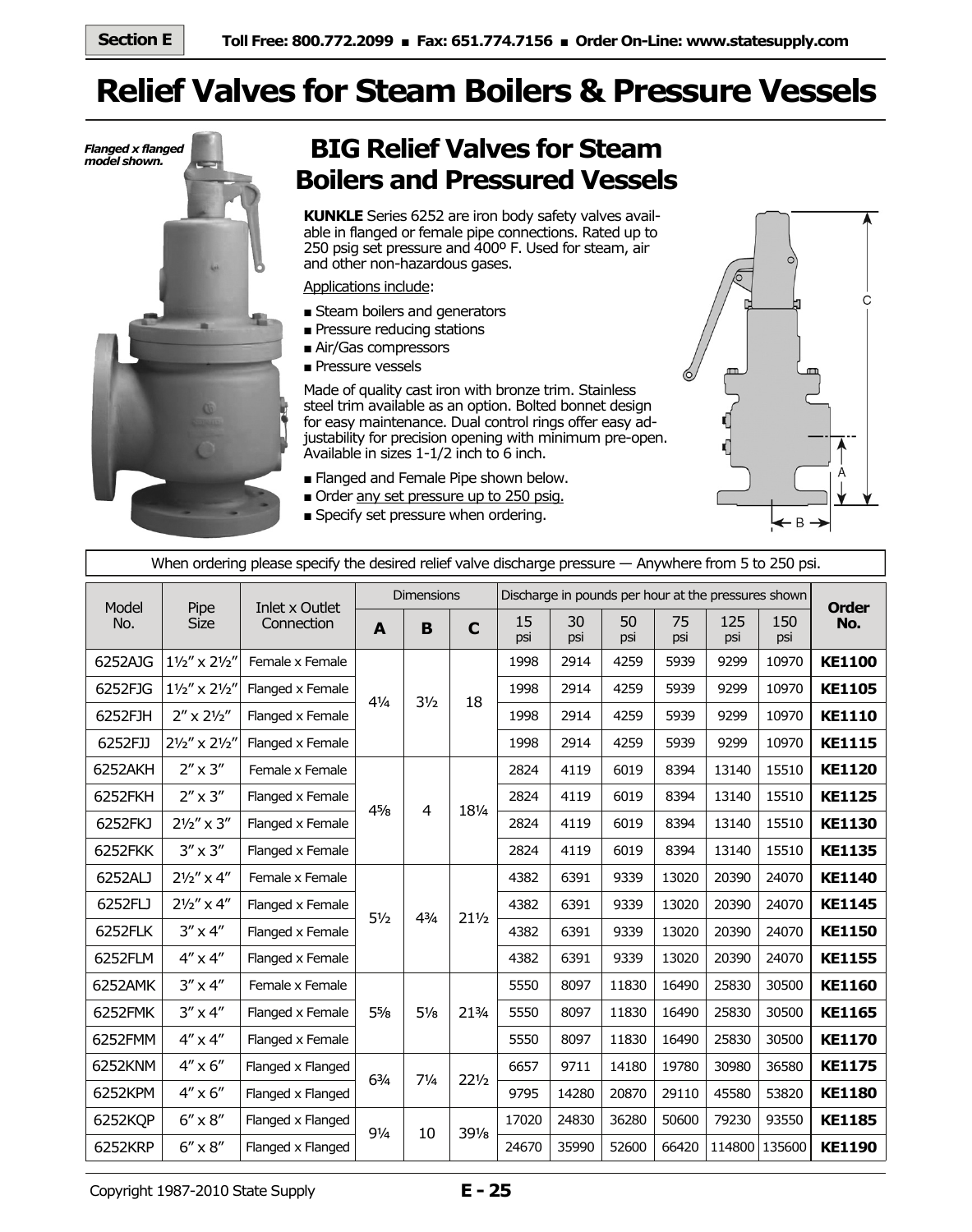# Relief Valves for Steam Boilers & Pressure Vessels

*Flanged x flanged model shown.*

## BIG Relief Valves for Steam Boilers and Pressured Vessels

**KUNKLE** Series 6252 are iron body safety valves available in flanged or female pipe connections. Rated up to 250 psig set pressure and 400º F. Used for steam, air and other non-hazardous gases.

Applications include:

- Steam boilers and generators
- Pressure reducing stations
- Air/Gas compressors
- Pressure vessels

Made of quality cast iron with bronze trim. Stainless steel trim available as an option. Bolted bonnet design for easy maintenance. Dual control rings offer easy adjustability for precision opening with minimum pre-open. Available in sizes 1-1/2 inch to 6 inch.

- Flanged and Female Pipe shown below.
- Order any set pressure up to 250 psig.
- Specify set pressure when ordering.

When ordering please specify the desired relief valve discharge pressure — Anywhere from 5 to 250 psi.

| Model No. | Pipe Size | Inlet x Outlet Connection | Dimensions | | | Discharge in pounds per hour at the pressures shown | | | | | | Order No. |
|---|---|---|---|---|---|---|---|---|---|---|---|---|
| | | | **A** | **B** | **C** | 15 psi | 30 psi | 50 psi | 75 psi | 125 psi | 150 psi | |
| 6252AJG | 1½″ x 2½″ | Female x Female | 4¼ | 3½ | 18 | 1998 | 2914 | 4259 | 5939 | 9299 | 10970 | **KE1100** |
| 6252FJG | 1½″ x 2½″ | Flanged x Female | 4¼ | 3½ | 18 | 1998 | 2914 | 4259 | 5939 | 9299 | 10970 | **KE1105** |
| 6252FJH | 2″ x 2½″ | Flanged x Female | 4¼ | 3½ | 18 | 1998 | 2914 | 4259 | 5939 | 9299 | 10970 | **KE1110** |
| 6252FJJ | 2½″ x 2½″ | Flanged x Female | 4¼ | 3½ | 18 | 1998 | 2914 | 4259 | 5939 | 9299 | 10970 | **KE1115** |
| 6252AKH | 2″ x 3″ | Female x Female | 4⅝ | 4 | 18¼ | 2824 | 4119 | 6019 | 8394 | 13140 | 15510 | **KE1120** |
| 6252FKH | 2″ x 3″ | Flanged x Female | 4⅝ | 4 | 18¼ | 2824 | 4119 | 6019 | 8394 | 13140 | 15510 | **KE1125** |
| 6252FKJ | 2½″ x 3″ | Flanged x Female | 4⅝ | 4 | 18¼ | 2824 | 4119 | 6019 | 8394 | 13140 | 15510 | **KE1130** |
| 6252FKK | 3″ x 3″ | Flanged x Female | 4⅝ | 4 | 18¼ | 2824 | 4119 | 6019 | 8394 | 13140 | 15510 | **KE1135** |
| 6252ALJ | 2½″ x 4″ | Female x Female | 5½ | 4¾ | 21½ | 4382 | 6391 | 9339 | 13020 | 20390 | 24070 | **KE1140** |
| 6252FLJ | 2½″ x 4″ | Flanged x Female | 5½ | 4¾ | 21½ | 4382 | 6391 | 9339 | 13020 | 20390 | 24070 | **KE1145** |
| 6252FLK | 3″ x 4″ | Flanged x Female | 5½ | 4¾ | 21½ | 4382 | 6391 | 9339 | 13020 | 20390 | 24070 | **KE1150** |
| 6252FLM | 4″ x 4″ | Flanged x Female | 5½ | 4¾ | 21½ | 4382 | 6391 | 9339 | 13020 | 20390 | 24070 | **KE1155** |
| 6252AMK | 3″ x 4″ | Female x Female | 5⅝ | 5⅛ | 21¾ | 5550 | 8097 | 11830 | 16490 | 25830 | 30500 | **KE1160** |
| 6252FMK | 3″ x 4″ | Flanged x Female | 5⅝ | 5⅛ | 21¾ | 5550 | 8097 | 11830 | 16490 | 25830 | 30500 | **KE1165** |
| 6252FMM | 4″ x 4″ | Flanged x Female | 5⅝ | 5⅛ | 21¾ | 5550 | 8097 | 11830 | 16490 | 25830 | 30500 | **KE1170** |
| 6252KNM | 4″ x 6″ | Flanged x Flanged | 6¾ | 7¼ | 22½ | 6657 | 9711 | 14180 | 19780 | 30980 | 36580 | **KE1175** |
| 6252KPM | 4″ x 6″ | Flanged x Flanged | 6¾ | 7¼ | 22½ | 9795 | 14280 | 20870 | 29110 | 45580 | 53820 | **KE1180** |
| 6252KQP | 6″ x 8″ | Flanged x Flanged | 9¼ | 10 | 39⅛ | 17020 | 24830 | 36280 | 50600 | 79230 | 93550 | **KE1185** |
| 6252KRP | 6″ x 8″ | Flanged x Flanged | 9¼ | 10 | 39⅛ | 24670 | 35990 | 52600 | 66420 | 114800 | 135600 | **KE1190** |

Copyright 1987-2010 State Supply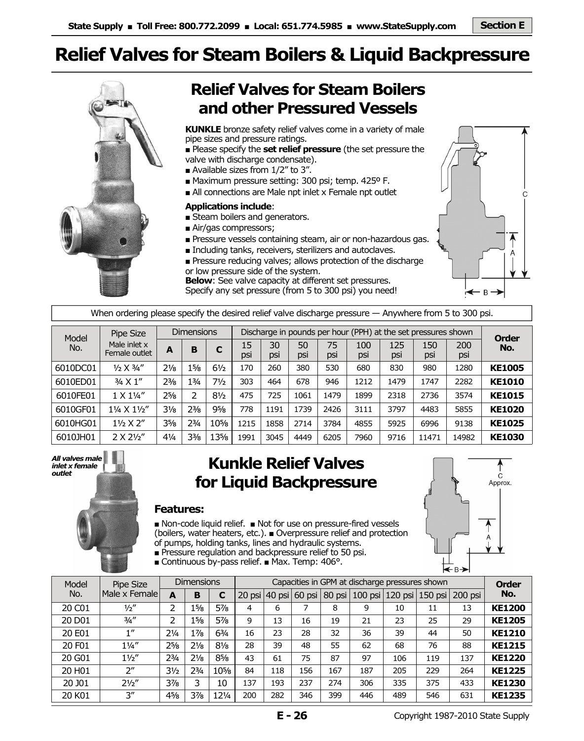# Relief Valves for Steam Boilers & Liquid Backpressure

## Relief Valves for Steam Boilers and other Pressured Vessels

**KUNKLE** bronze safety relief valves come in a variety of male pipe sizes and pressure ratings.

- Please specify the **set relief pressure** (the set pressure the valve with discharge condensate).
- Available sizes from 1/2" to 3".
- Maximum pressure setting: 300 psi; temp. 425º F.
- All connections are Male npt inlet x Female npt outlet

**Applications include**:

- Steam boilers and generators.
- Air/gas compressors;
- Pressure vessels containing steam, air or non-hazardous gas.
- Including tanks, receivers, sterilizers and autoclaves.
- Pressure reducing valves; allows protection of the discharge or low pressure side of the system.

**Below**: See valve capacity at different set pressures. Specify any set pressure (from 5 to 300 psi) you need!

When ordering please specify the desired relief valve discharge pressure — Anywhere from 5 to 300 psi.

| Model No. | Pipe Size Male inlet x Female outlet | Dimensions | | | Discharge in pounds per hour (PPH) at the set pressures shown | | | | | | | | Order No. |
|---|---|---|---|---|---|---|---|---|---|---|---|---|---|
| | | **A** | **B** | **C** | 15 psi | 30 psi | 50 psi | 75 psi | 100 psi | 125 psi | 150 psi | 200 psi | |
| 6010DC01 | ½ X ¾" | 2⅛ | 1⅝ | 6½ | 170 | 260 | 380 | 530 | 680 | 830 | 980 | 1280 | **KE1005** |
| 6010ED01 | ¾ X 1" | 2⅜ | 1¾ | 7½ | 303 | 464 | 678 | 946 | 1212 | 1479 | 1747 | 2282 | **KE1010** |
| 6010FE01 | 1 X 1¼" | 2⅝ | 2 | 8½ | 475 | 725 | 1061 | 1479 | 1899 | 2318 | 2736 | 3574 | **KE1015** |
| 6010GF01 | 1¼ X 1½" | 3⅛ | 2⅜ | 9⅝ | 778 | 1191 | 1739 | 2426 | 3111 | 3797 | 4483 | 5855 | **KE1020** |
| 6010HG01 | 1½ X 2" | 3⅝ | 2¾ | 10⅝ | 1215 | 1858 | 2714 | 3784 | 4855 | 5925 | 6996 | 9138 | **KE1025** |
| 6010JH01 | 2 X 2½" | 4¼ | 3⅜ | 13⅝ | 1991 | 3045 | 4449 | 6205 | 7960 | 9716 | 11471 | 14982 | **KE1030** |

***All valves male inlet x female outlet***

## Kunkle Relief Valves for Liquid Backpressure

### Features:

- Non-code liquid relief.
- Not for use on pressure-fired vessels (boilers, water heaters, etc.).
- Overpressure relief and protection of pumps, holding tanks, lines and hydraulic systems.
- Pressure regulation and backpressure relief to 50 psi.
- Continuous by-pass relief.
- Max. Temp: 406°.

| Model No. | Pipe Size Male x Female | Dimensions | | | Capacities in GPM at discharge pressures shown | | | | | | | | Order No. |
|---|---|---|---|---|---|---|---|---|---|---|---|---|---|
| | | **A** | **B** | **C** | 20 psi | 40 psi | 60 psi | 80 psi | 100 psi | 120 psi | 150 psi | 200 psi | |
| 20 C01 | ½" | 2 | 1⅝ | 5⅞ | 4 | 6 | 7 | 8 | 9 | 10 | 11 | 13 | **KE1200** |
| 20 D01 | ¾" | 2 | 1⅝ | 5⅞ | 9 | 13 | 16 | 19 | 21 | 23 | 25 | 29 | **KE1205** |
| 20 E01 | 1" | 2¼ | 1⅞ | 6¾ | 16 | 23 | 28 | 32 | 36 | 39 | 44 | 50 | **KE1210** |
| 20 F01 | 1¼" | 2⅝ | 2⅛ | 8⅛ | 28 | 39 | 48 | 55 | 62 | 68 | 76 | 88 | **KE1215** |
| 20 G01 | 1½" | 2¾ | 2⅛ | 8⅝ | 43 | 61 | 75 | 87 | 97 | 106 | 119 | 137 | **KE1220** |
| 20 H01 | 2" | 3½ | 2¾ | 10⅝ | 84 | 118 | 156 | 167 | 187 | 205 | 229 | 264 | **KE1225** |
| 20 J01 | 2½" | 3⅞ | 3 | 10 | 137 | 193 | 237 | 274 | 306 | 335 | 375 | 433 | **KE1230** |
| 20 K01 | 3" | 4⅝ | 3⅞ | 12¼ | 200 | 282 | 346 | 399 | 446 | 489 | 546 | 631 | **KE1235** |

Copyright 1987-2010 State Supply